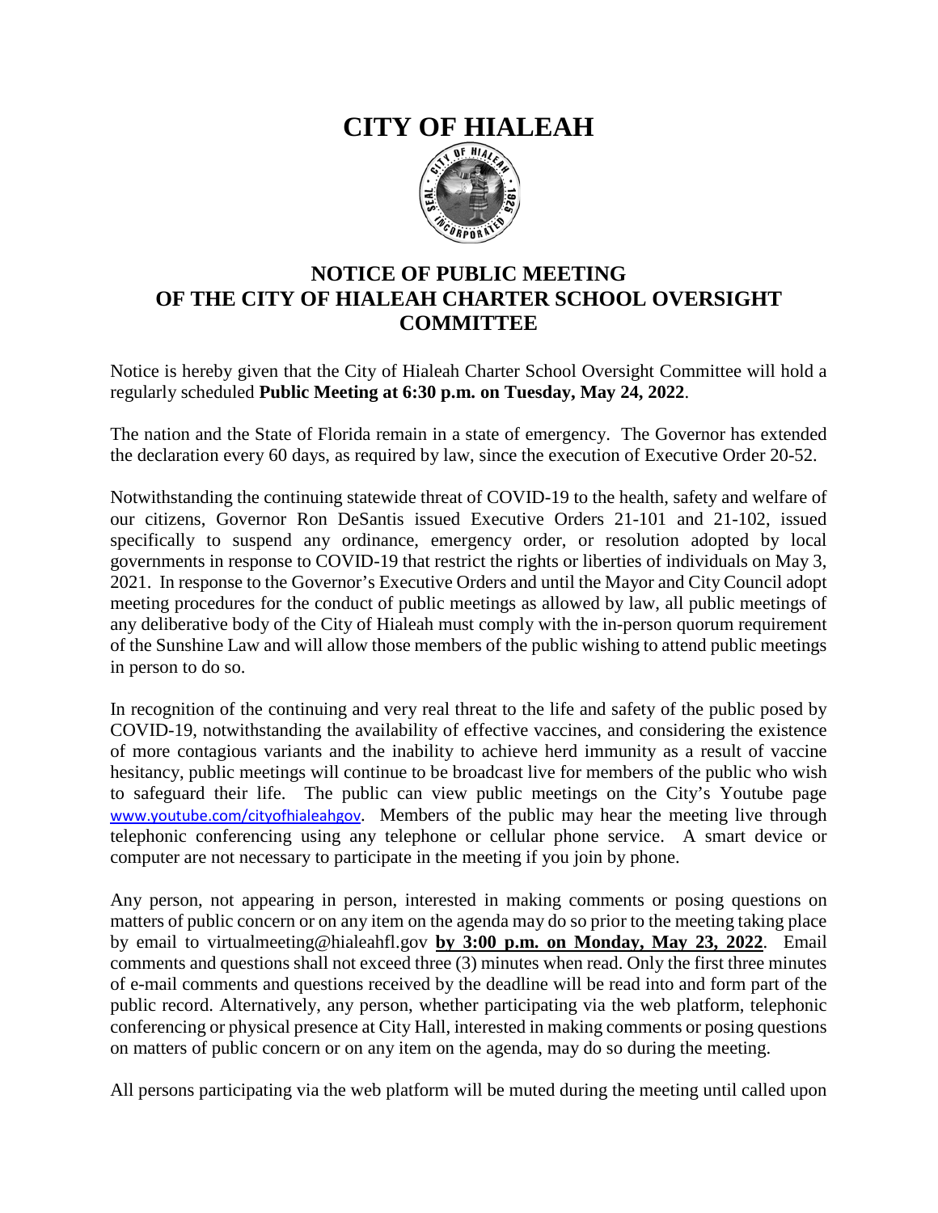# CITY OF HIALEAH

## NOTICE OF PUBLIC MEETING OF THE CITY OF HIALEAH CHARTER SCHOOL OVERSIGHT COMMITTEE

Notice is hereby given that the City of Hialeah Charter School Oversight Committee will hold a regularly scheduled **Public Meeting at 6:30 p.m. on Tuesday, May 24, 2022**.

The nation and the State of Florida remain in a state of emergency. The Governor has extended the declaration every 60 days, as required by law, since the execution of Executive Order 20-52.

Notwithstanding the continuing statewide threat of COVID-19 to the health, safety and welfare of our citizens, Governor Ron DeSantis issued Executive Orders 21-101 and 21-102, issued specifically to suspend any ordinance, emergency order, or resolution adopted by local governments in response to COVID-19 that restrict the rights or liberties of individuals on May 3, 2021. In response to the Governor's Executive Orders and until the Mayor and City Council adopt meeting procedures for the conduct of public meetings as allowed by law, all public meetings of any deliberative body of the City of Hialeah must comply with the in-person quorum requirement of the Sunshine Law and will allow those members of the public wishing to attend public meetings in person to do so.

In recognition of the continuing and very real threat to the life and safety of the public posed by COVID-19, notwithstanding the availability of effective vaccines, and considering the existence of more contagious variants and the inability to achieve herd immunity as a result of vaccine hesitancy, public meetings will continue to be broadcast live for members of the public who wish to safeguard their life. The public can view public meetings on the City's Youtube page www.youtube.com/cityofhialeahgov. Members of the public may hear the meeting live through telephonic conferencing using any telephone or cellular phone service. A smart device or computer are not necessary to participate in the meeting if you join by phone.

Any person, not appearing in person, interested in making comments or posing questions on matters of public concern or on any item on the agenda may do so prior to the meeting taking place by email to virtualmeeting@hialeahfl.gov **by 3:00 p.m. on Monday, May 23, 2022**. Email comments and questions shall not exceed three (3) minutes when read. Only the first three minutes of e-mail comments and questions received by the deadline will be read into and form part of the public record. Alternatively, any person, whether participating via the web platform, telephonic conferencing or physical presence at City Hall, interested in making comments or posing questions on matters of public concern or on any item on the agenda, may do so during the meeting.

All persons participating via the web platform will be muted during the meeting until called upon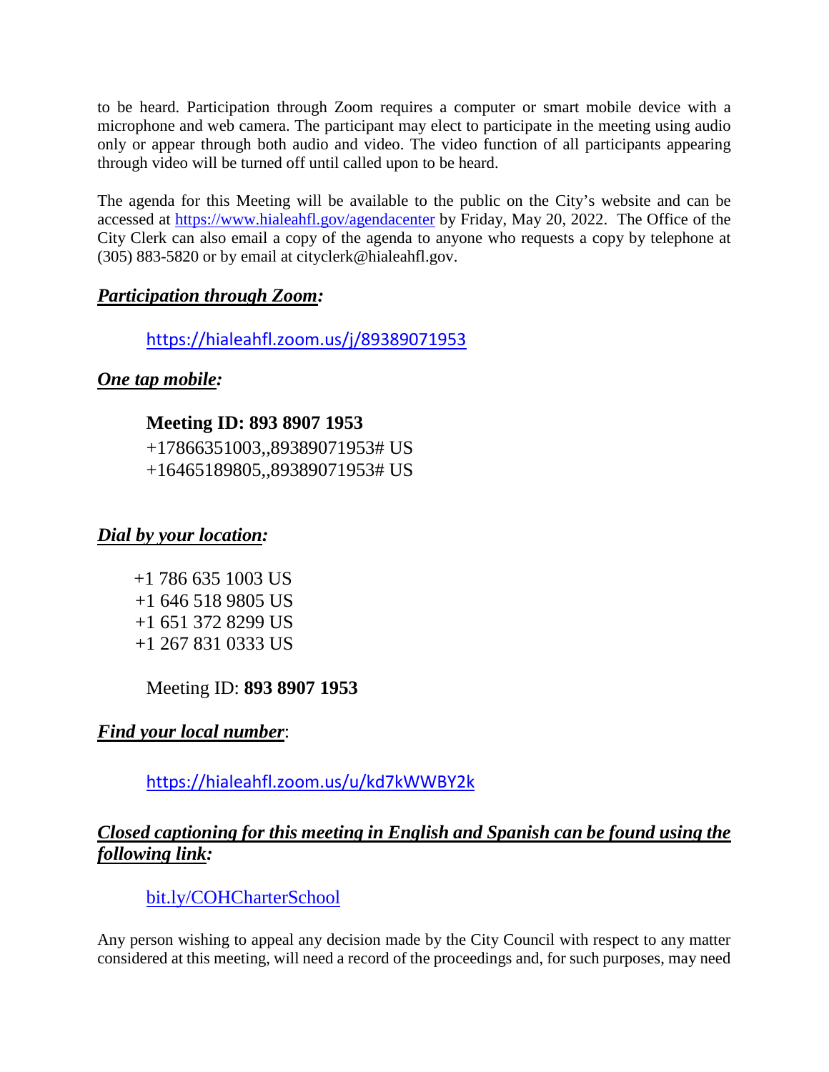to be heard. Participation through Zoom requires a computer or smart mobile device with a microphone and web camera. The participant may elect to participate in the meeting using audio only or appear through both audio and video. The video function of all participants appearing through video will be turned off until called upon to be heard.

The agenda for this Meeting will be available to the public on the City's website and can be accessed at https://www.hialeahfl.gov/agendacenter by Friday, May 20, 2022. The Office of the City Clerk can also email a copy of the agenda to anyone who requests a copy by telephone at (305) 883-5820 or by email at cityclerk@hialeahfl.gov.

***Participation through Zoom:***

https://hialeahfl.zoom.us/j/89389071953

***One tap mobile:***

**Meeting ID: 893 8907 1953**
+17866351003,,89389071953# US
+16465189805,,89389071953# US

***Dial by your location:***

+1 786 635 1003 US
+1 646 518 9805 US
+1 651 372 8299 US
+1 267 831 0333 US

Meeting ID: **893 8907 1953**

***Find your local number***:

https://hialeahfl.zoom.us/u/kd7kWWBY2k

***Closed captioning for this meeting in English and Spanish can be found using the following link:***

bit.ly/COHCharterSchool

Any person wishing to appeal any decision made by the City Council with respect to any matter considered at this meeting, will need a record of the proceedings and, for such purposes, may need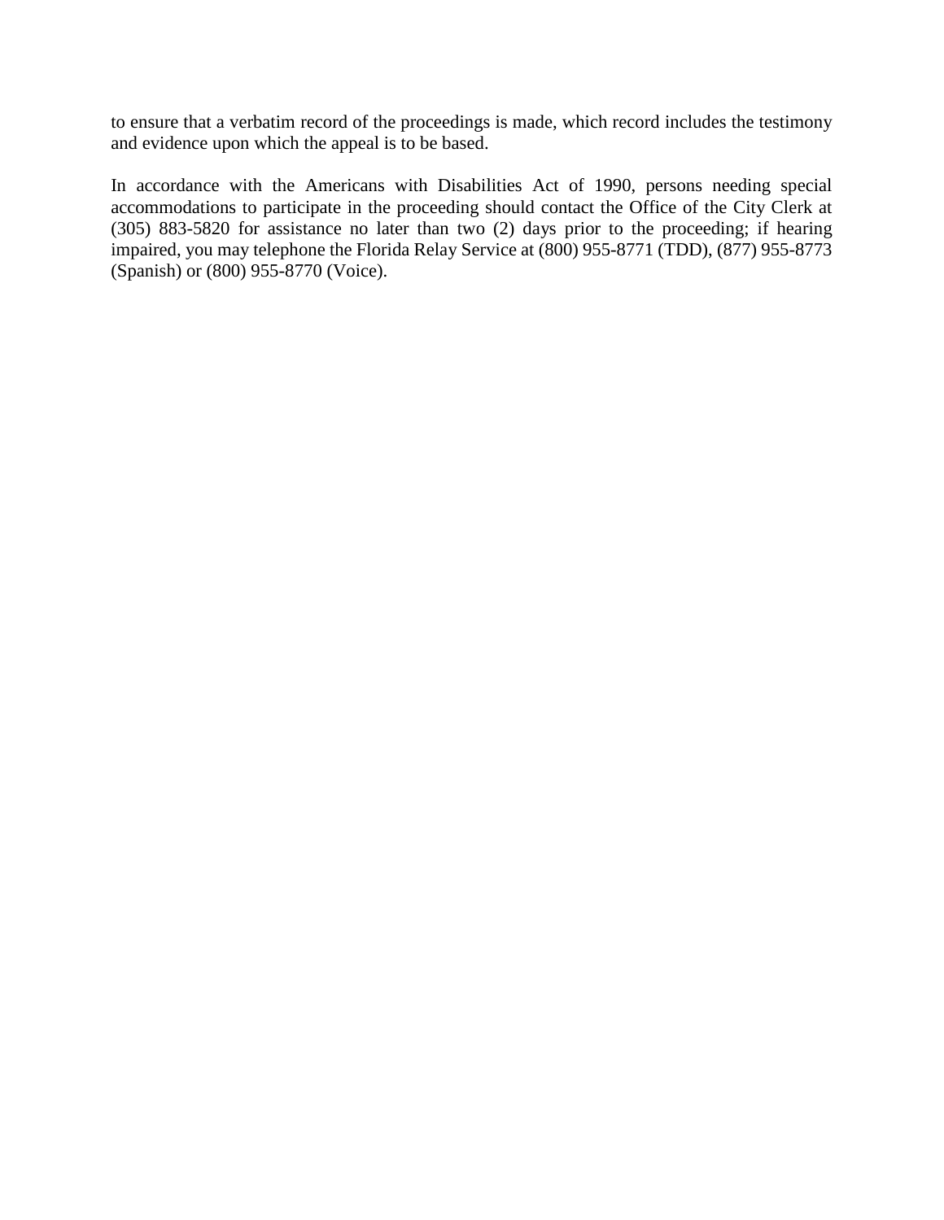to ensure that a verbatim record of the proceedings is made, which record includes the testimony and evidence upon which the appeal is to be based.

In accordance with the Americans with Disabilities Act of 1990, persons needing special accommodations to participate in the proceeding should contact the Office of the City Clerk at (305) 883-5820 for assistance no later than two (2) days prior to the proceeding; if hearing impaired, you may telephone the Florida Relay Service at (800) 955-8771 (TDD), (877) 955-8773 (Spanish) or (800) 955-8770 (Voice).